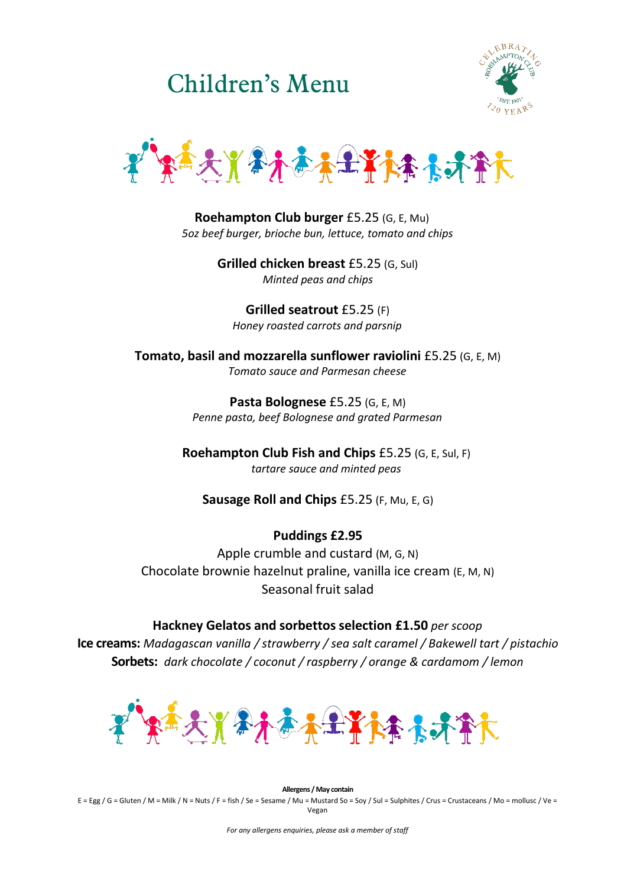# Children's Menu

**Roehampton Club burger** £5.25 (G, E, Mu)
*5oz beef burger, brioche bun, lettuce, tomato and chips*

**Grilled chicken breast** £5.25 (G, Sul)
*Minted peas and chips*

**Grilled seatrout** £5.25 (F)
*Honey roasted carrots and parsnip*

**Tomato, basil and mozzarella sunflower raviolini** £5.25 (G, E, M)
*Tomato sauce and Parmesan cheese*

**Pasta Bolognese** £5.25 (G, E, M)
*Penne pasta, beef Bolognese and grated Parmesan*

**Roehampton Club Fish and Chips** £5.25 (G, E, Sul, F)
*tartare sauce and minted peas*

**Sausage Roll and Chips** £5.25 (F, Mu, E, G)

**Puddings £2.95**

Apple crumble and custard (M, G, N)
Chocolate brownie hazelnut praline, vanilla ice cream (E, M, N)
Seasonal fruit salad

**Hackney Gelatos and sorbettos selection £1.50** *per scoop*

**Ice creams:** *Madagascan vanilla / strawberry / sea salt caramel / Bakewell tart / pistachio*
**Sorbets:** *dark chocolate / coconut / raspberry / orange & cardamom / lemon*

**Allergens / May contain**

E = Egg / G = Gluten / M = Milk / N = Nuts / F = fish / Se = Sesame / Mu = Mustard So = Soy / Sul = Sulphites / Crus = Crustaceans / Mo = mollusc / Ve = Vegan

*For any allergens enquiries, please ask a member of staff*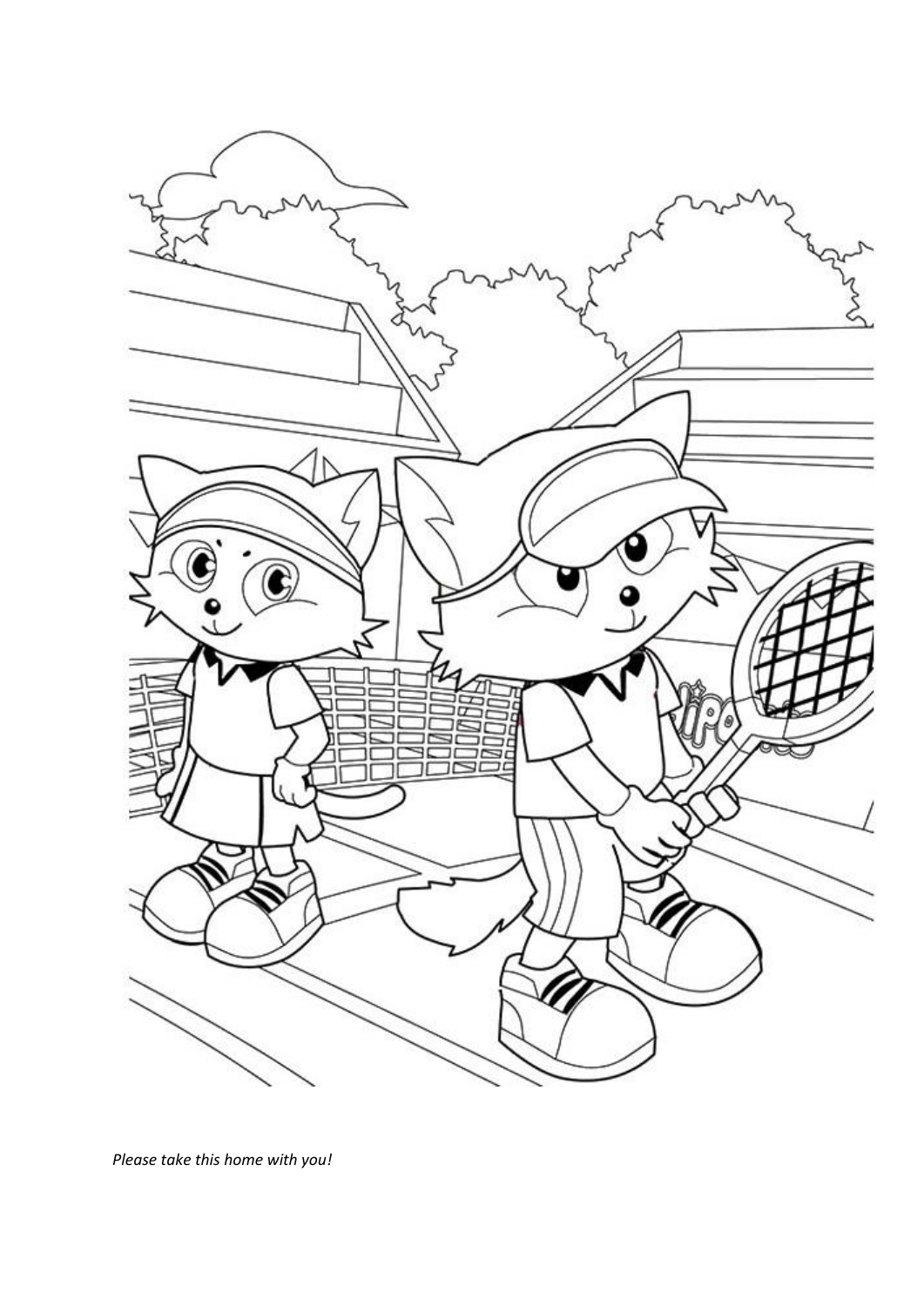*Please take this home with you!*